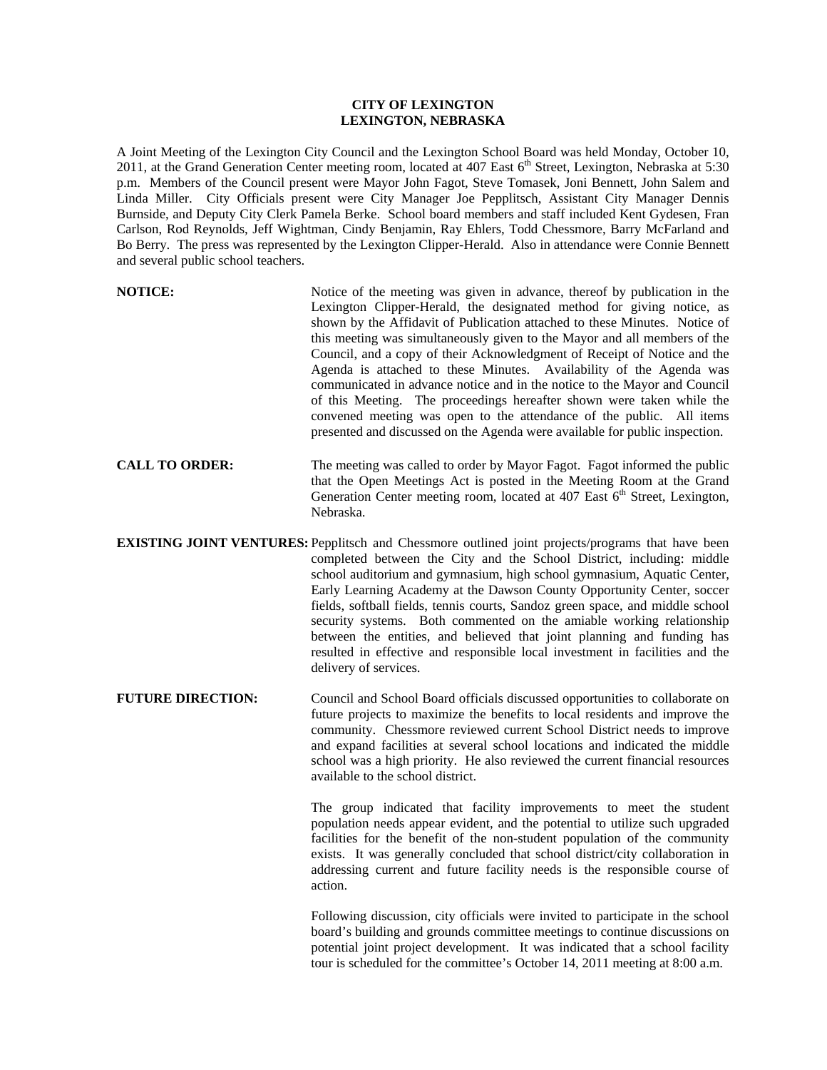**CITY OF LEXINGTON**
**LEXINGTON, NEBRASKA**

A Joint Meeting of the Lexington City Council and the Lexington School Board was held Monday, October 10, 2011, at the Grand Generation Center meeting room, located at 407 East 6th Street, Lexington, Nebraska at 5:30 p.m. Members of the Council present were Mayor John Fagot, Steve Tomasek, Joni Bennett, John Salem and Linda Miller. City Officials present were City Manager Joe Pepplitsch, Assistant City Manager Dennis Burnside, and Deputy City Clerk Pamela Berke. School board members and staff included Kent Gydesen, Fran Carlson, Rod Reynolds, Jeff Wightman, Cindy Benjamin, Ray Ehlers, Todd Chessmore, Barry McFarland and Bo Berry. The press was represented by the Lexington Clipper-Herald. Also in attendance were Connie Bennett and several public school teachers.

**NOTICE:** Notice of the meeting was given in advance, thereof by publication in the Lexington Clipper-Herald, the designated method for giving notice, as shown by the Affidavit of Publication attached to these Minutes. Notice of this meeting was simultaneously given to the Mayor and all members of the Council, and a copy of their Acknowledgment of Receipt of Notice and the Agenda is attached to these Minutes. Availability of the Agenda was communicated in advance notice and in the notice to the Mayor and Council of this Meeting. The proceedings hereafter shown were taken while the convened meeting was open to the attendance of the public. All items presented and discussed on the Agenda were available for public inspection.

**CALL TO ORDER:** The meeting was called to order by Mayor Fagot. Fagot informed the public that the Open Meetings Act is posted in the Meeting Room at the Grand Generation Center meeting room, located at 407 East 6th Street, Lexington, Nebraska.

**EXISTING JOINT VENTURES:** Pepplitsch and Chessmore outlined joint projects/programs that have been completed between the City and the School District, including: middle school auditorium and gymnasium, high school gymnasium, Aquatic Center, Early Learning Academy at the Dawson County Opportunity Center, soccer fields, softball fields, tennis courts, Sandoz green space, and middle school security systems. Both commented on the amiable working relationship between the entities, and believed that joint planning and funding has resulted in effective and responsible local investment in facilities and the delivery of services.

**FUTURE DIRECTION:** Council and School Board officials discussed opportunities to collaborate on future projects to maximize the benefits to local residents and improve the community. Chessmore reviewed current School District needs to improve and expand facilities at several school locations and indicated the middle school was a high priority. He also reviewed the current financial resources available to the school district.

The group indicated that facility improvements to meet the student population needs appear evident, and the potential to utilize such upgraded facilities for the benefit of the non-student population of the community exists. It was generally concluded that school district/city collaboration in addressing current and future facility needs is the responsible course of action.

Following discussion, city officials were invited to participate in the school board's building and grounds committee meetings to continue discussions on potential joint project development. It was indicated that a school facility tour is scheduled for the committee's October 14, 2011 meeting at 8:00 a.m.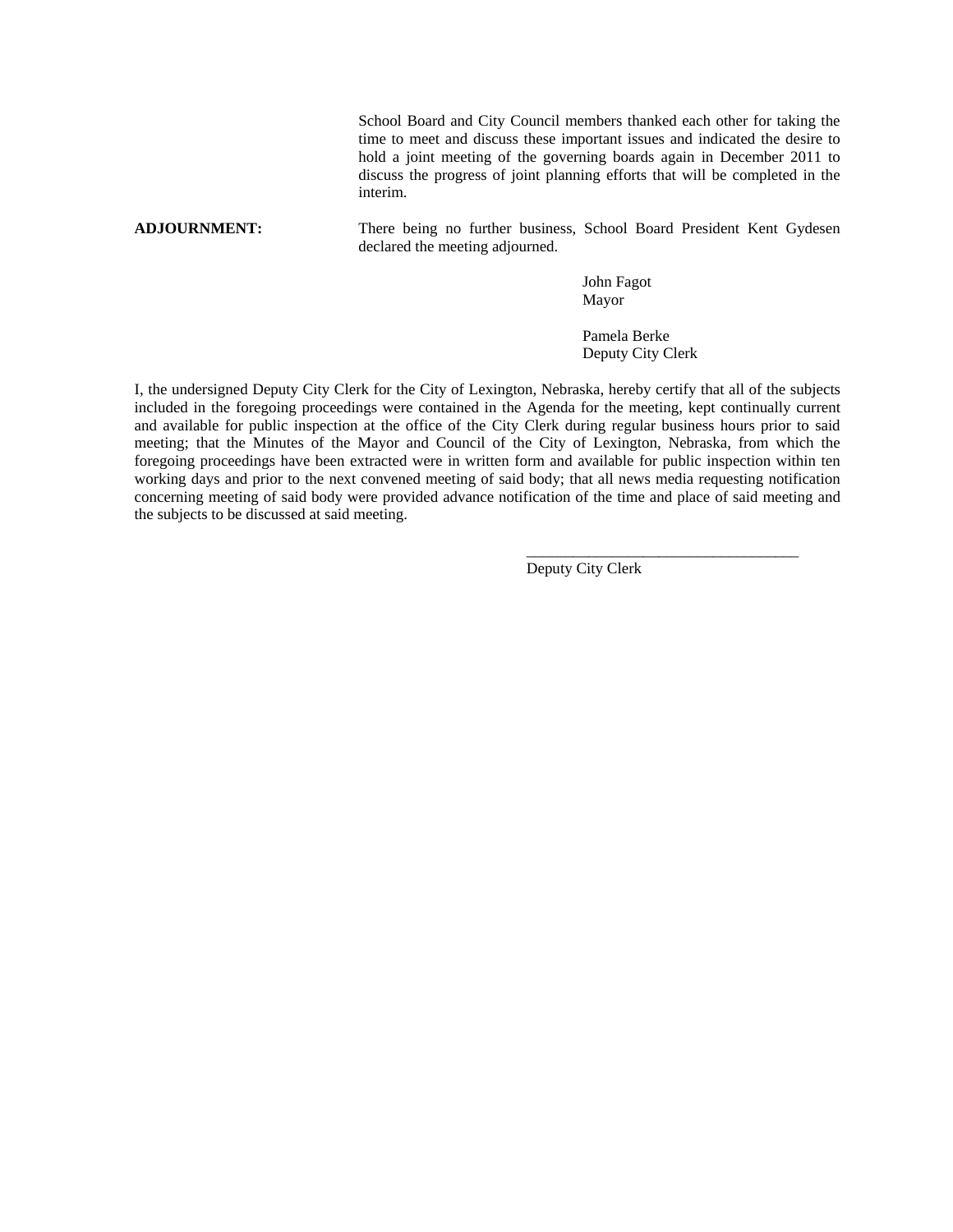School Board and City Council members thanked each other for taking the time to meet and discuss these important issues and indicated the desire to hold a joint meeting of the governing boards again in December 2011 to discuss the progress of joint planning efforts that will be completed in the interim.

**ADJOURNMENT:** There being no further business, School Board President Kent Gydesen declared the meeting adjourned.

John Fagot
Mayor

Pamela Berke
Deputy City Clerk

I, the undersigned Deputy City Clerk for the City of Lexington, Nebraska, hereby certify that all of the subjects included in the foregoing proceedings were contained in the Agenda for the meeting, kept continually current and available for public inspection at the office of the City Clerk during regular business hours prior to said meeting; that the Minutes of the Mayor and Council of the City of Lexington, Nebraska, from which the foregoing proceedings have been extracted were in written form and available for public inspection within ten working days and prior to the next convened meeting of said body; that all news media requesting notification concerning meeting of said body were provided advance notification of the time and place of said meeting and the subjects to be discussed at said meeting.

\_\_\_\_\_\_\_\_\_\_\_\_\_\_\_\_\_\_\_\_\_\_\_\_\_\_\_\_\_\_\_\_\_\_\_\_
Deputy City Clerk